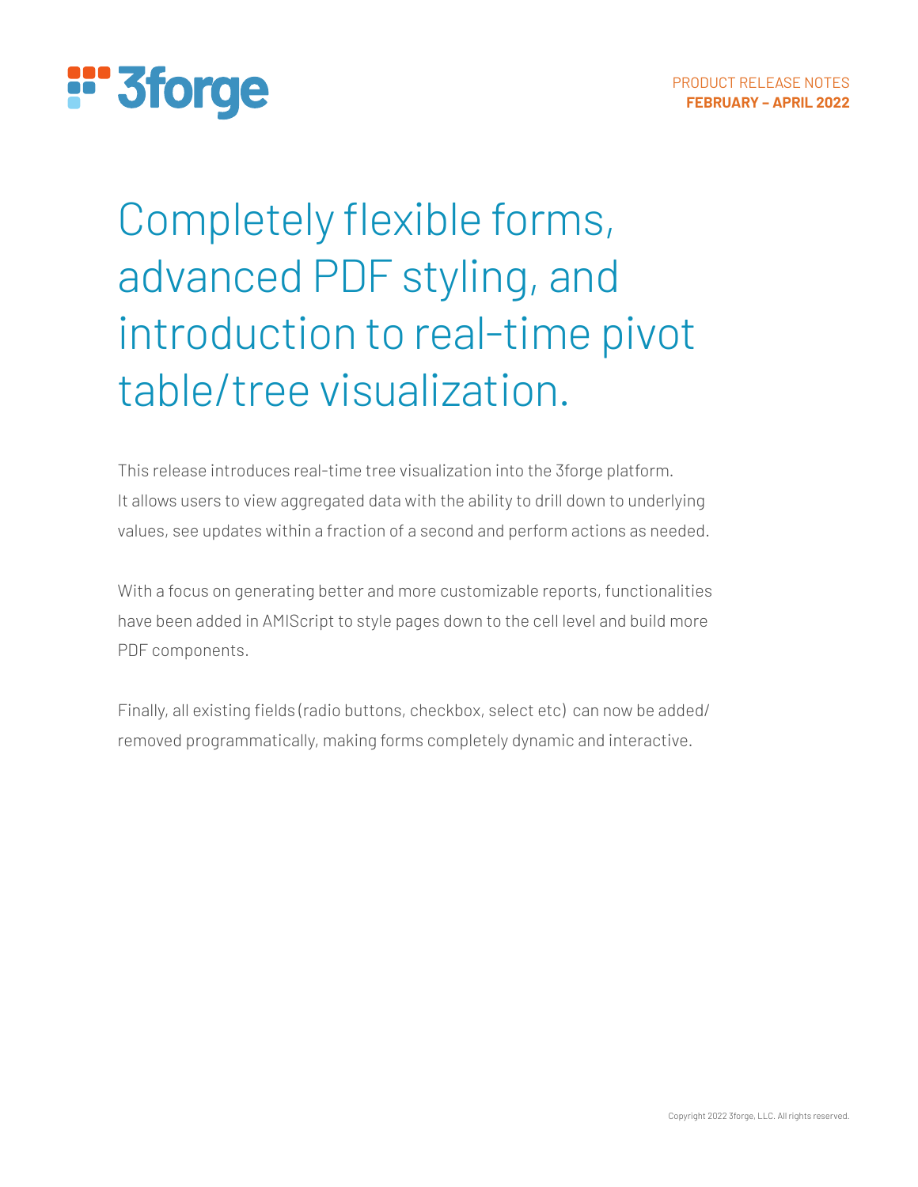PRODUCT RELEASE NOTES
**FEBRUARY – APRIL 2022**

# Completely flexible forms, advanced PDF styling, and introduction to real-time pivot table/tree visualization.

This release introduces real-time tree visualization into the 3forge platform. It allows users to view aggregated data with the ability to drill down to underlying values, see updates within a fraction of a second and perform actions as needed.

With a focus on generating better and more customizable reports, functionalities have been added in AMIScript to style pages down to the cell level and build more PDF components.

Finally, all existing fields (radio buttons, checkbox, select etc) can now be added/removed programmatically, making forms completely dynamic and interactive.

Copyright 2022 3forge, LLC. All rights reserved.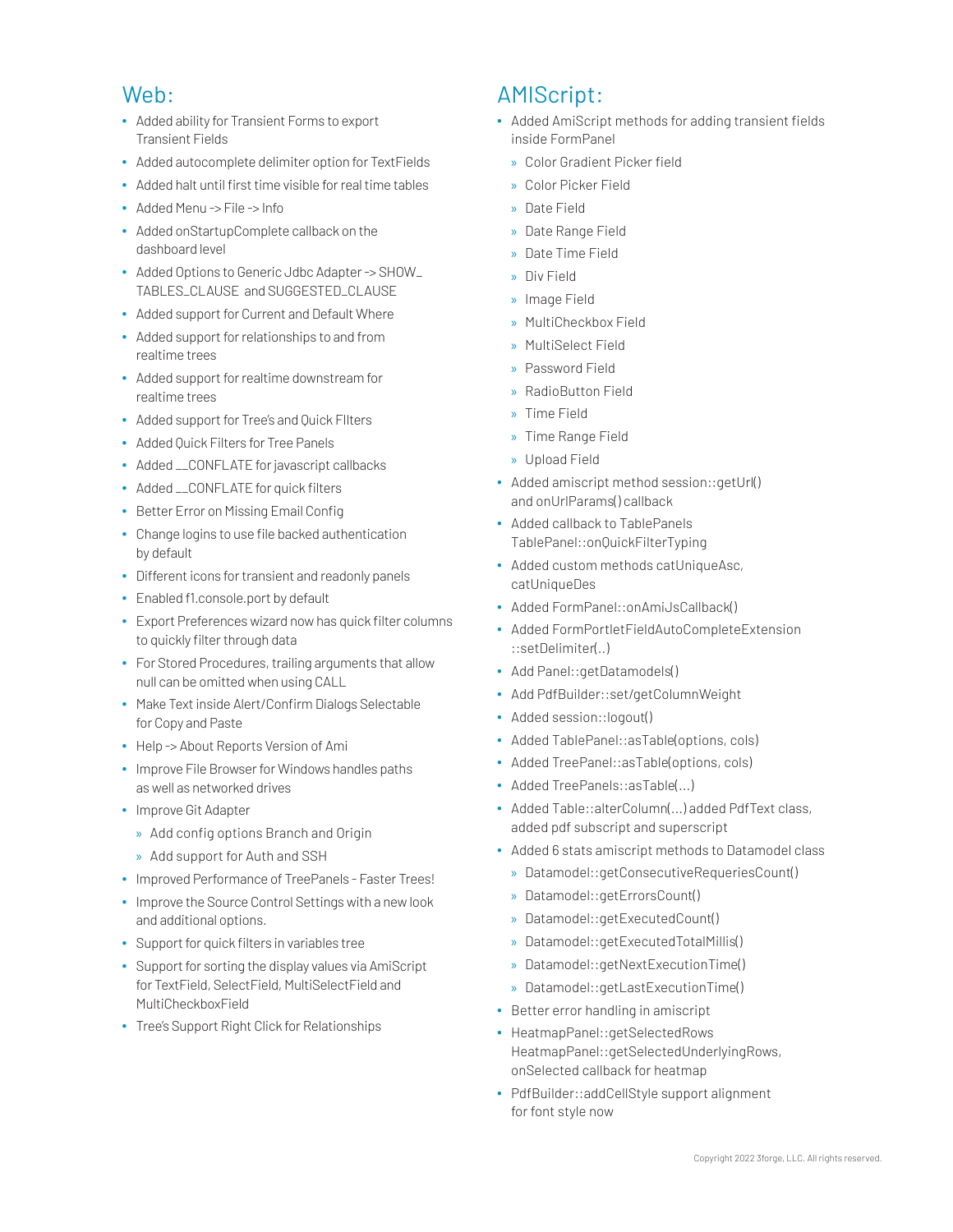## Web:

- Added ability for Transient Forms to export Transient Fields
- Added autocomplete delimiter option for TextFields
- Added halt until first time visible for real time tables
- Added Menu -> File -> Info
- Added onStartupComplete callback on the dashboard level
- Added Options to Generic Jdbc Adapter -> SHOW_TABLES_CLAUSE and SUGGESTED_CLAUSE
- Added support for Current and Default Where
- Added support for relationships to and from realtime trees
- Added support for realtime downstream for realtime trees
- Added support for Tree's and Quick FIlters
- Added Quick Filters for Tree Panels
- Added __CONFLATE for javascript callbacks
- Added __CONFLATE for quick filters
- Better Error on Missing Email Config
- Change logins to use file backed authentication by default
- Different icons for transient and readonly panels
- Enabled f1.console.port by default
- Export Preferences wizard now has quick filter columns to quickly filter through data
- For Stored Procedures, trailing arguments that allow null can be omitted when using CALL
- Make Text inside Alert/Confirm Dialogs Selectable for Copy and Paste
- Help -> About Reports Version of Ami
- Improve File Browser for Windows handles paths as well as networked drives
- Improve Git Adapter
  - Add config options Branch and Origin
  - Add support for Auth and SSH
- Improved Performance of TreePanels - Faster Trees!
- Improve the Source Control Settings with a new look and additional options.
- Support for quick filters in variables tree
- Support for sorting the display values via AmiScript for TextField, SelectField, MultiSelectField and MultiCheckboxField
- Tree's Support Right Click for Relationships

## AMIScript:

- Added AmiScript methods for adding transient fields inside FormPanel
  - Color Gradient Picker field
  - Color Picker Field
  - Date Field
  - Date Range Field
  - Date Time Field
  - Div Field
  - Image Field
  - MultiCheckbox Field
  - MultiSelect Field
  - Password Field
  - RadioButton Field
  - Time Field
  - Time Range Field
  - Upload Field
- Added amiscript method session::getUrl() and onUrlParams() callback
- Added callback to TablePanels TablePanel::onQuickFilterTyping
- Added custom methods catUniqueAsc, catUniqueDes
- Added FormPanel::onAmiJsCallback()
- Added FormPortletFieldAutoCompleteExtension ::setDelimiter(..)
- Add Panel::getDatamodels()
- Add PdfBuilder::set/getColumnWeight
- Added session::logout()
- Added TablePanel::asTable(options, cols)
- Added TreePanel::asTable(options, cols)
- Added TreePanels::asTable(...)
- Added Table::alterColumn(...) added PdfText class, added pdf subscript and superscript
- Added 6 stats amiscript methods to Datamodel class
  - Datamodel::getConsecutiveRequeriesCount()
  - Datamodel::getErrorsCount()
  - Datamodel::getExecutedCount()
  - Datamodel::getExecutedTotalMillis()
  - Datamodel::getNextExecutionTime()
  - Datamodel::getLastExecutionTime()
- Better error handling in amiscript
- HeatmapPanel::getSelectedRows HeatmapPanel::getSelectedUnderlyingRows, onSelected callback for heatmap
- PdfBuilder::addCellStyle support alignment for font style now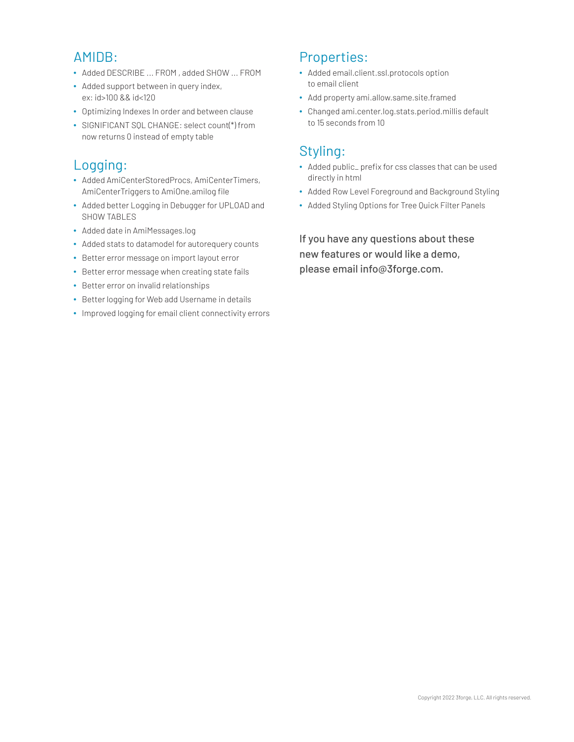## AMIDB:

- Added DESCRIBE ... FROM , added SHOW ... FROM
- Added support between in query index, ex: id>100 && id<120
- Optimizing Indexes In order and between clause
- SIGNIFICANT SQL CHANGE: select count(*) from now returns 0 instead of empty table

## Logging:

- Added AmiCenterStoredProcs, AmiCenterTimers, AmiCenterTriggers to AmiOne.amilog file
- Added better Logging in Debugger for UPLOAD and SHOW TABLES
- Added date in AmiMessages.log
- Added stats to datamodel for autorequery counts
- Better error message on import layout error
- Better error message when creating state fails
- Better error on invalid relationships
- Better logging for Web add Username in details
- Improved logging for email client connectivity errors

## Properties:

- Added email.client.ssl.protocols option to email client
- Add property ami.allow.same.site.framed
- Changed ami.center.log.stats.period.millis default to 15 seconds from 10

## Styling:

- Added public_ prefix for css classes that can be used directly in html
- Added Row Level Foreground and Background Styling
- Added Styling Options for Tree Quick Filter Panels

If you have any questions about these new features or would like a demo, please email info@3forge.com.

Copyright 2022 3forge, LLC. All rights reserved.